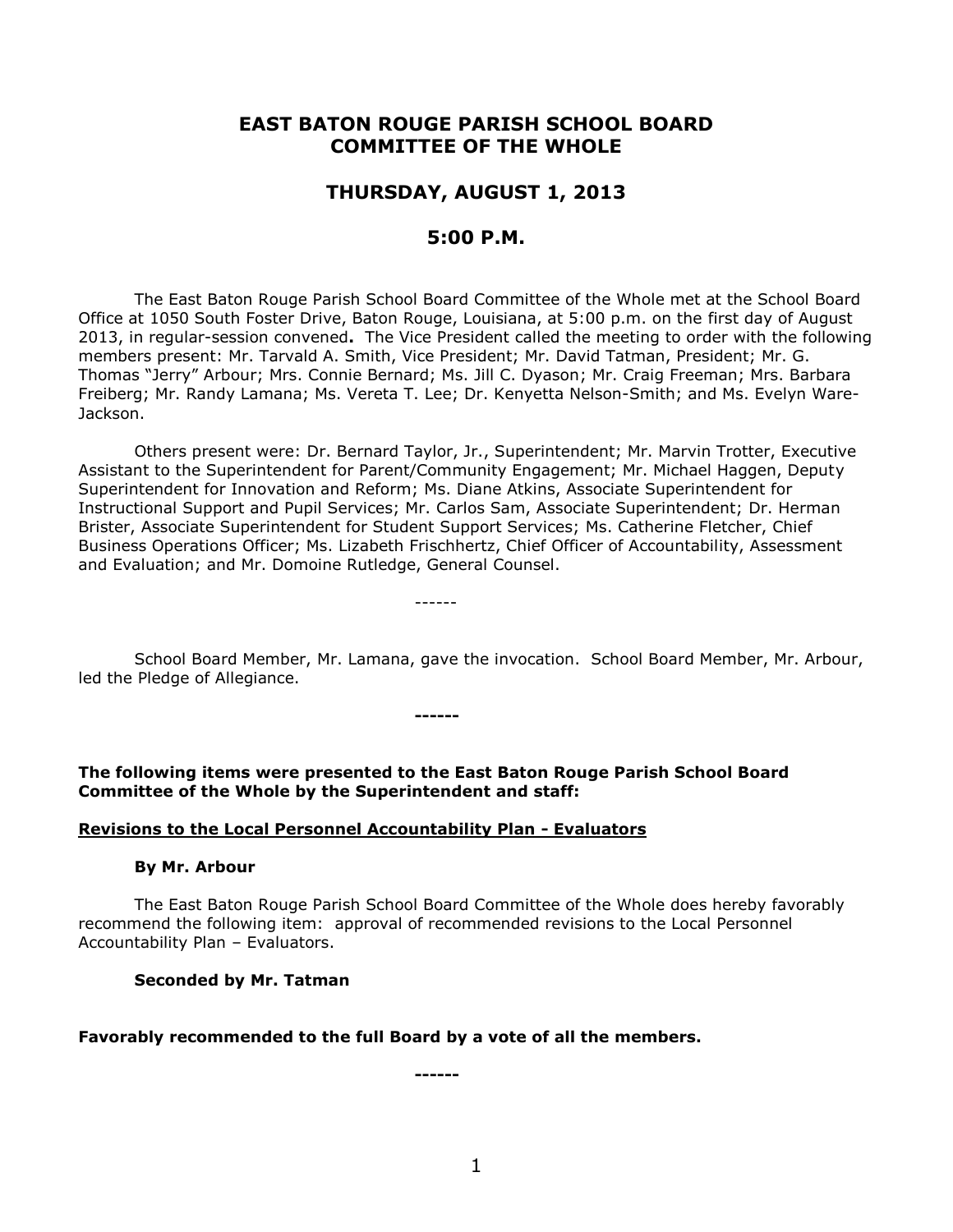# EAST BATON ROUGE PARISH SCHOOL BOARD
# COMMITTEE OF THE WHOLE

## THURSDAY, AUGUST 1, 2013

## 5:00 P.M.

The East Baton Rouge Parish School Board Committee of the Whole met at the School Board Office at 1050 South Foster Drive, Baton Rouge, Louisiana, at 5:00 p.m. on the first day of August 2013, in regular-session convened**.** The Vice President called the meeting to order with the following members present: Mr. Tarvald A. Smith, Vice President; Mr. David Tatman, President; Mr. G. Thomas "Jerry" Arbour; Mrs. Connie Bernard; Ms. Jill C. Dyason; Mr. Craig Freeman; Mrs. Barbara Freiberg; Mr. Randy Lamana; Ms. Vereta T. Lee; Dr. Kenyetta Nelson-Smith; and Ms. Evelyn Ware-Jackson.

Others present were: Dr. Bernard Taylor, Jr., Superintendent; Mr. Marvin Trotter, Executive Assistant to the Superintendent for Parent/Community Engagement; Mr. Michael Haggen, Deputy Superintendent for Innovation and Reform; Ms. Diane Atkins, Associate Superintendent for Instructional Support and Pupil Services; Mr. Carlos Sam, Associate Superintendent; Dr. Herman Brister, Associate Superintendent for Student Support Services; Ms. Catherine Fletcher, Chief Business Operations Officer; Ms. Lizabeth Frischhertz, Chief Officer of Accountability, Assessment and Evaluation; and Mr. Domoine Rutledge, General Counsel.

------

School Board Member, Mr. Lamana, gave the invocation. School Board Member, Mr. Arbour, led the Pledge of Allegiance.

**------**

**The following items were presented to the East Baton Rouge Parish School Board Committee of the Whole by the Superintendent and staff:**

**Revisions to the Local Personnel Accountability Plan - Evaluators**

**By Mr. Arbour**

The East Baton Rouge Parish School Board Committee of the Whole does hereby favorably recommend the following item: approval of recommended revisions to the Local Personnel Accountability Plan – Evaluators.

**Seconded by Mr. Tatman**

**Favorably recommended to the full Board by a vote of all the members.**

**------**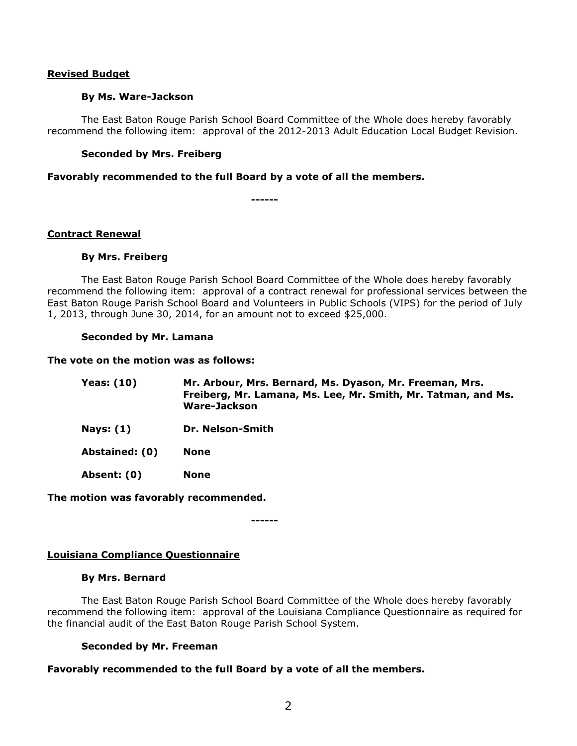**Revised Budget**

**By Ms. Ware-Jackson**

The East Baton Rouge Parish School Board Committee of the Whole does hereby favorably recommend the following item: approval of the 2012-2013 Adult Education Local Budget Revision.

**Seconded by Mrs. Freiberg**

**Favorably recommended to the full Board by a vote of all the members.**

------

**Contract Renewal**

**By Mrs. Freiberg**

The East Baton Rouge Parish School Board Committee of the Whole does hereby favorably recommend the following item: approval of a contract renewal for professional services between the East Baton Rouge Parish School Board and Volunteers in Public Schools (VIPS) for the period of July 1, 2013, through June 30, 2014, for an amount not to exceed $25,000.

**Seconded by Mr. Lamana**

**The vote on the motion was as follows:**

| | |
|---|---|
| **Yeas: (10)** | **Mr. Arbour, Mrs. Bernard, Ms. Dyason, Mr. Freeman, Mrs. Freiberg, Mr. Lamana, Ms. Lee, Mr. Smith, Mr. Tatman, and Ms. Ware-Jackson** |
| **Nays: (1)** | **Dr. Nelson-Smith** |
| **Abstained: (0)** | **None** |
| **Absent: (0)** | **None** |

**The motion was favorably recommended.**

------

**Louisiana Compliance Questionnaire**

**By Mrs. Bernard**

The East Baton Rouge Parish School Board Committee of the Whole does hereby favorably recommend the following item: approval of the Louisiana Compliance Questionnaire as required for the financial audit of the East Baton Rouge Parish School System.

**Seconded by Mr. Freeman**

**Favorably recommended to the full Board by a vote of all the members.**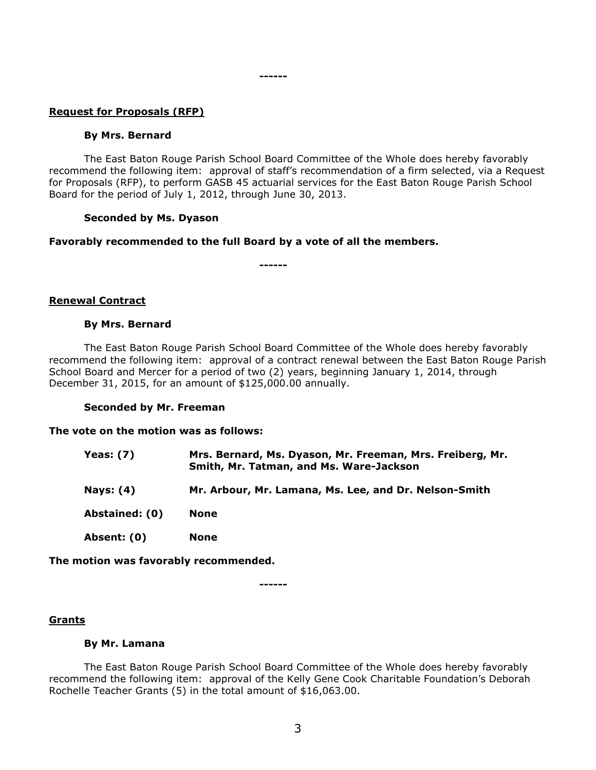------

**Request for Proposals (RFP)**

**By Mrs. Bernard**

The East Baton Rouge Parish School Board Committee of the Whole does hereby favorably recommend the following item: approval of staff's recommendation of a firm selected, via a Request for Proposals (RFP), to perform GASB 45 actuarial services for the East Baton Rouge Parish School Board for the period of July 1, 2012, through June 30, 2013.

**Seconded by Ms. Dyason**

**Favorably recommended to the full Board by a vote of all the members.**

------

**Renewal Contract**

**By Mrs. Bernard**

The East Baton Rouge Parish School Board Committee of the Whole does hereby favorably recommend the following item: approval of a contract renewal between the East Baton Rouge Parish School Board and Mercer for a period of two (2) years, beginning January 1, 2014, through December 31, 2015, for an amount of $125,000.00 annually.

**Seconded by Mr. Freeman**

**The vote on the motion was as follows:**

| | |
|---|---|
| **Yeas: (7)** | **Mrs. Bernard, Ms. Dyason, Mr. Freeman, Mrs. Freiberg, Mr. Smith, Mr. Tatman, and Ms. Ware-Jackson** |
| **Nays: (4)** | **Mr. Arbour, Mr. Lamana, Ms. Lee, and Dr. Nelson-Smith** |
| **Abstained: (0)** | **None** |
| **Absent: (0)** | **None** |

**The motion was favorably recommended.**

------

**Grants**

**By Mr. Lamana**

The East Baton Rouge Parish School Board Committee of the Whole does hereby favorably recommend the following item: approval of the Kelly Gene Cook Charitable Foundation's Deborah Rochelle Teacher Grants (5) in the total amount of $16,063.00.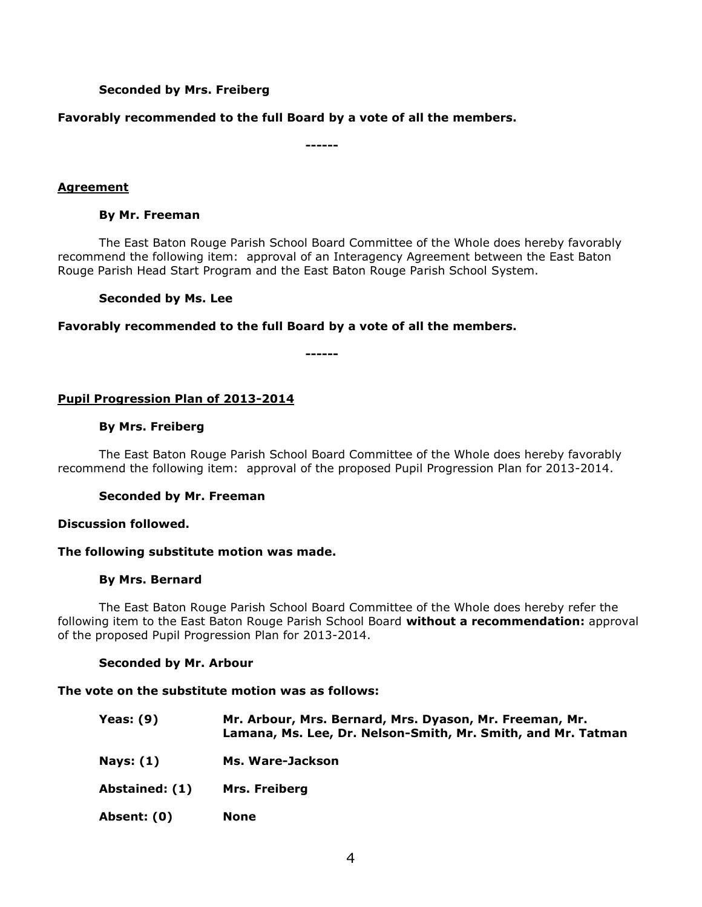**Seconded by Mrs. Freiberg**

**Favorably recommended to the full Board by a vote of all the members.**

**------**

**Agreement**

**By Mr. Freeman**

The East Baton Rouge Parish School Board Committee of the Whole does hereby favorably recommend the following item: approval of an Interagency Agreement between the East Baton Rouge Parish Head Start Program and the East Baton Rouge Parish School System.

**Seconded by Ms. Lee**

**Favorably recommended to the full Board by a vote of all the members.**

**------**

**Pupil Progression Plan of 2013-2014**

**By Mrs. Freiberg**

The East Baton Rouge Parish School Board Committee of the Whole does hereby favorably recommend the following item: approval of the proposed Pupil Progression Plan for 2013-2014.

**Seconded by Mr. Freeman**

**Discussion followed.**

**The following substitute motion was made.**

**By Mrs. Bernard**

The East Baton Rouge Parish School Board Committee of the Whole does hereby refer the following item to the East Baton Rouge Parish School Board **without a recommendation:** approval of the proposed Pupil Progression Plan for 2013-2014.

**Seconded by Mr. Arbour**

**The vote on the substitute motion was as follows:**

| | |
|---|---|
| **Yeas: (9)** | **Mr. Arbour, Mrs. Bernard, Mrs. Dyason, Mr. Freeman, Mr. Lamana, Ms. Lee, Dr. Nelson-Smith, Mr. Smith, and Mr. Tatman** |
| **Nays: (1)** | **Ms. Ware-Jackson** |
| **Abstained: (1)** | **Mrs. Freiberg** |
| **Absent: (0)** | **None** |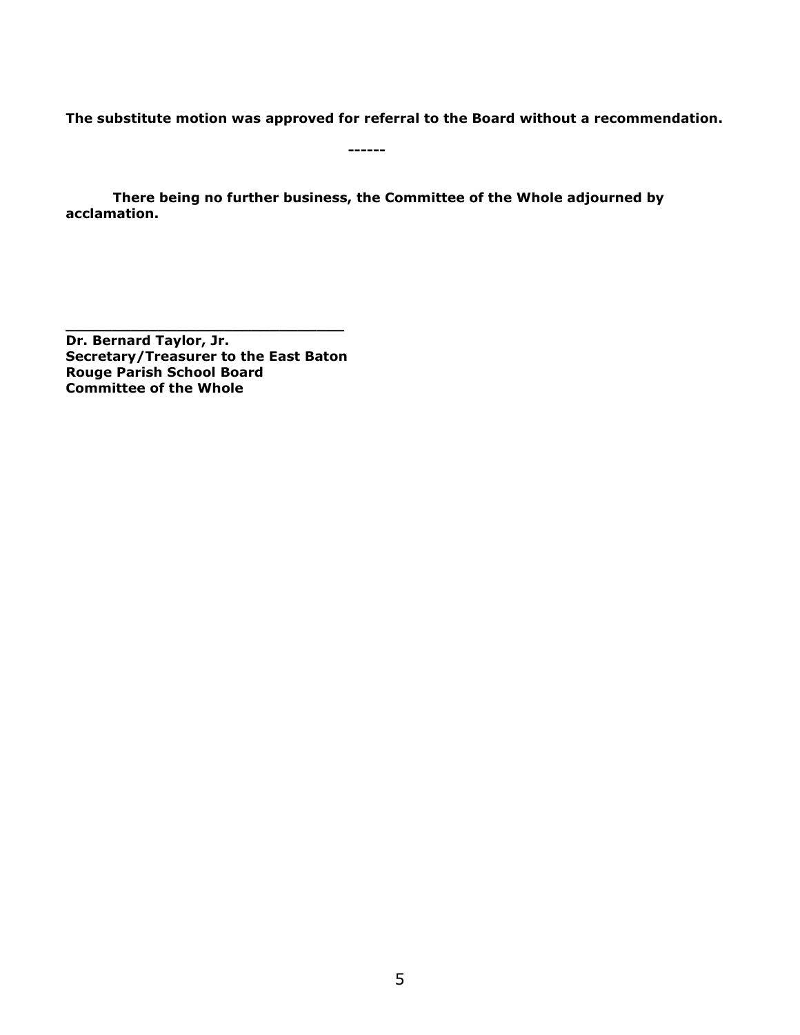**The substitute motion was approved for referral to the Board without a recommendation.**

**------**

**There being no further business, the Committee of the Whole adjourned by acclamation.**

________________________________

**Dr. Bernard Taylor, Jr.**
**Secretary/Treasurer to the East Baton Rouge Parish School Board**
**Committee of the Whole**